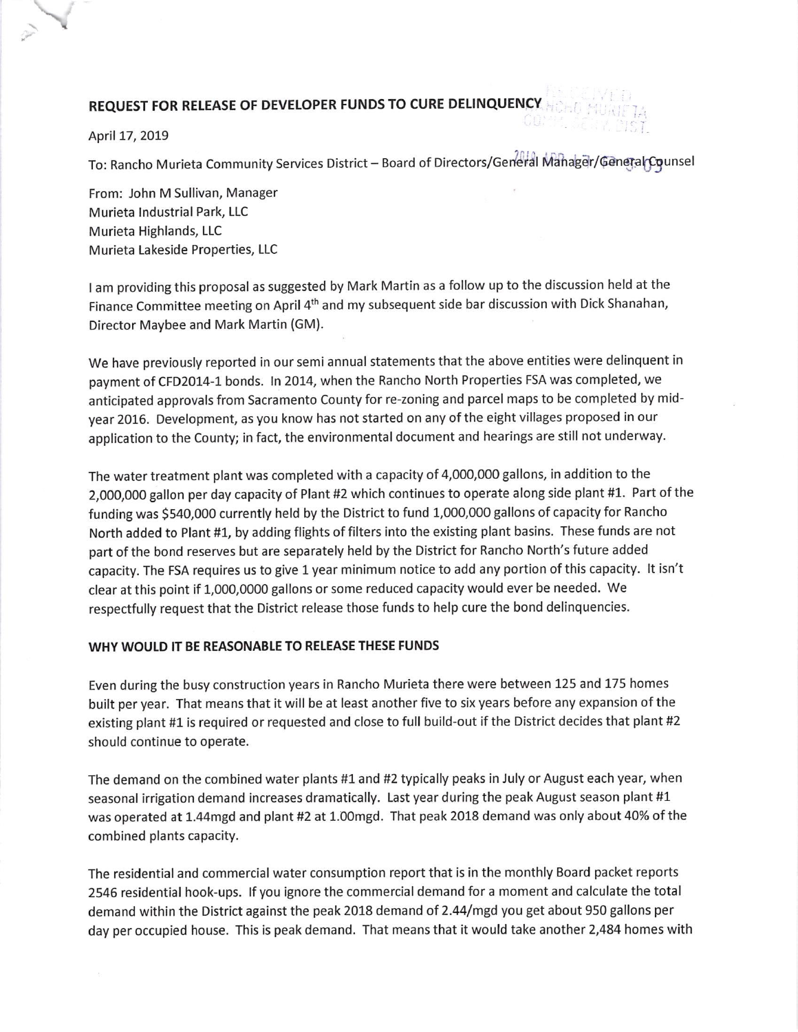## REQUEST FOR RELEASE OF DEVELOPER FUNDS TO CURE DELINQUENCY

April 17, 2019

To: Rancho Murieta Community Services District – Board of Directors/General Manager/General Counsel

From: John M Sullivan, Manager
Murieta Industrial Park, LLC
Murieta Highlands, LLC
Murieta Lakeside Properties, LLC

I am providing this proposal as suggested by Mark Martin as a follow up to the discussion held at the Finance Committee meeting on April 4th and my subsequent side bar discussion with Dick Shanahan, Director Maybee and Mark Martin (GM).

We have previously reported in our semi annual statements that the above entities were delinquent in payment of CFD2014-1 bonds. In 2014, when the Rancho North Properties FSA was completed, we anticipated approvals from Sacramento County for re-zoning and parcel maps to be completed by mid-year 2016. Development, as you know has not started on any of the eight villages proposed in our application to the County; in fact, the environmental document and hearings are still not underway.

The water treatment plant was completed with a capacity of 4,000,000 gallons, in addition to the 2,000,000 gallon per day capacity of Plant #2 which continues to operate along side plant #1. Part of the funding was $540,000 currently held by the District to fund 1,000,000 gallons of capacity for Rancho North added to Plant #1, by adding flights of filters into the existing plant basins. These funds are not part of the bond reserves but are separately held by the District for Rancho North's future added capacity. The FSA requires us to give 1 year minimum notice to add any portion of this capacity. It isn't clear at this point if 1,000,0000 gallons or some reduced capacity would ever be needed. We respectfully request that the District release those funds to help cure the bond delinquencies.

### WHY WOULD IT BE REASONABLE TO RELEASE THESE FUNDS

Even during the busy construction years in Rancho Murieta there were between 125 and 175 homes built per year. That means that it will be at least another five to six years before any expansion of the existing plant #1 is required or requested and close to full build-out if the District decides that plant #2 should continue to operate.

The demand on the combined water plants #1 and #2 typically peaks in July or August each year, when seasonal irrigation demand increases dramatically. Last year during the peak August season plant #1 was operated at 1.44mgd and plant #2 at 1.00mgd. That peak 2018 demand was only about 40% of the combined plants capacity.

The residential and commercial water consumption report that is in the monthly Board packet reports 2546 residential hook-ups. If you ignore the commercial demand for a moment and calculate the total demand within the District against the peak 2018 demand of 2.44/mgd you get about 950 gallons per day per occupied house. This is peak demand. That means that it would take another 2,484 homes with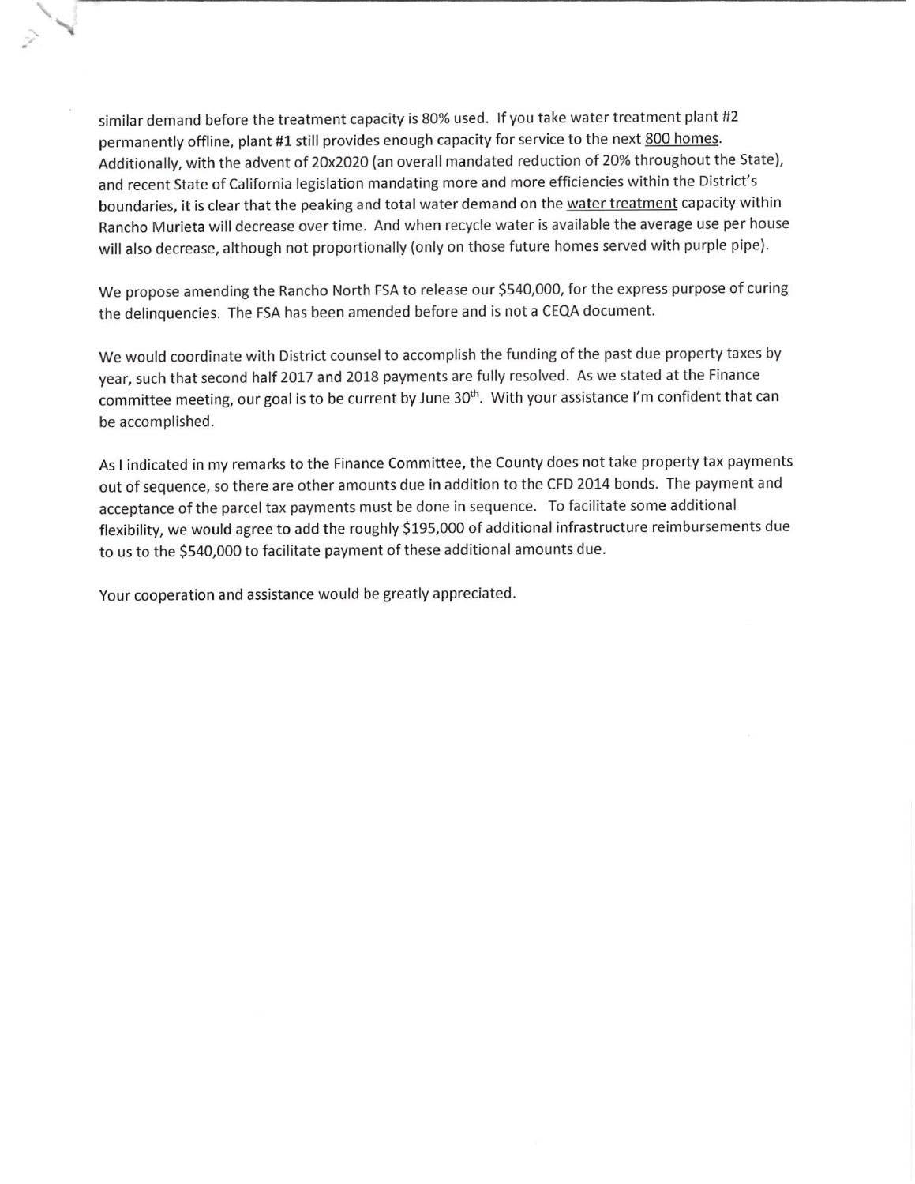similar demand before the treatment capacity is 80% used. If you take water treatment plant #2 permanently offline, plant #1 still provides enough capacity for service to the next <u>800 homes</u>. Additionally, with the advent of 20x2020 (an overall mandated reduction of 20% throughout the State), and recent State of California legislation mandating more and more efficiencies within the District's boundaries, it is clear that the peaking and total water demand on the <u>water treatment</u> capacity within Rancho Murieta will decrease over time. And when recycle water is available the average use per house will also decrease, although not proportionally (only on those future homes served with purple pipe).

We propose amending the Rancho North FSA to release our $540,000, for the express purpose of curing the delinquencies. The FSA has been amended before and is not a CEQA document.

We would coordinate with District counsel to accomplish the funding of the past due property taxes by year, such that second half 2017 and 2018 payments are fully resolved. As we stated at the Finance committee meeting, our goal is to be current by June 30th. With your assistance I'm confident that can be accomplished.

As I indicated in my remarks to the Finance Committee, the County does not take property tax payments out of sequence, so there are other amounts due in addition to the CFD 2014 bonds. The payment and acceptance of the parcel tax payments must be done in sequence. To facilitate some additional flexibility, we would agree to add the roughly $195,000 of additional infrastructure reimbursements due to us to the $540,000 to facilitate payment of these additional amounts due.

Your cooperation and assistance would be greatly appreciated.